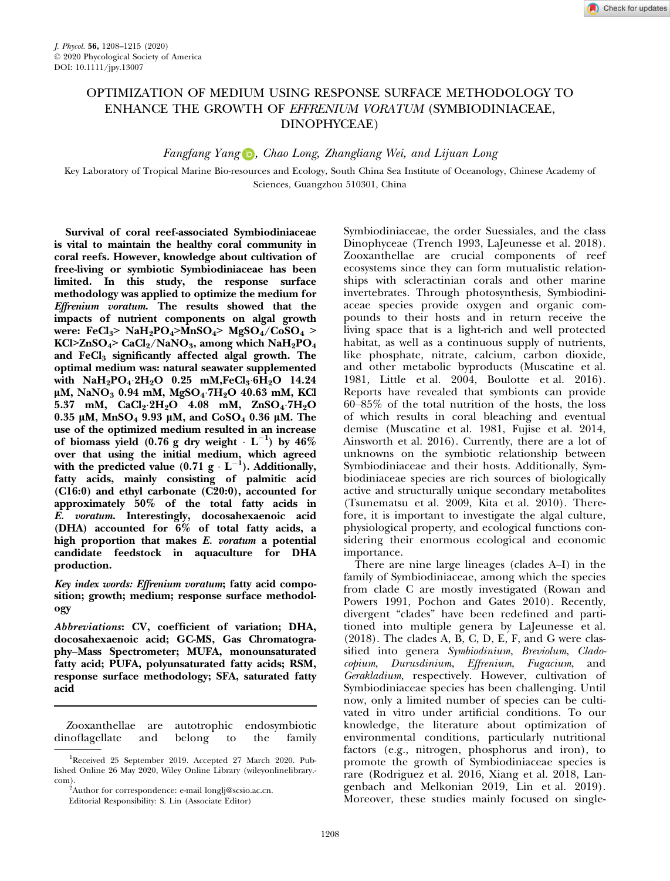# OPTIMIZATION OF MEDIUM USING RESPONSE SURFACE METHODOLOGY TO ENHANCE THE GROWTH OF *EFFRENIUM VORATUM* (SYMBIODINIACEAE, DINOPHYCEAE)

*Fangfang Yang, Chao Long, Zhangliang Wei, and Lijuan Long*

Key Laboratory of Tropical Marine Bio-resources and Ecology, South China Sea Institute of Oceanology, Chinese Academy of Sciences, Guangzhou 510301, China

**Survival of coral reef-associated Symbiodiniaceae is vital to maintain the healthy coral community in coral reefs. However, knowledge about cultivation of free-living or symbiotic Symbiodiniaceae has been limited. In this study, the response surface methodology was applied to optimize the medium for *Effrenium voratum*. The results showed that the impacts of nutrient components on algal growth were: $FeCl_3$> $NaH_2PO_4$>$MnSO_4$> $MgSO_4$/$CoSO_4$ > KCl>$ZnSO_4$> $CaCl_2$/$NaNO_3$, among which $NaH_2PO_4$ and $FeCl_3$ significantly affected algal growth. The optimal medium was: natural seawater supplemented with $NaH_2PO_4 \cdot 2H_2O$ 0.25 mM,$FeCl_3 \cdot 6H_2O$ 14.24 µM, $NaNO_3$ 0.94 mM, $MgSO_4 \cdot 7H_2O$ 40.63 mM, KCl 5.37 mM, $CaCl_2 \cdot 2H_2O$ 4.08 mM, $ZnSO_4 \cdot 7H_2O$ 0.35 µM, $MnSO_4$ 9.93 µM, and $CoSO_4$ 0.36 µM. The use of the optimized medium resulted in an increase of biomass yield (0.76 g dry weight · $L^{-1}$) by 46% over that using the initial medium, which agreed with the predicted value (0.71 g · $L^{-1}$). Additionally, fatty acids, mainly consisting of palmitic acid (C16:0) and ethyl carbonate (C20:0), accounted for approximately 50% of the total fatty acids in *E. voratum*. Interestingly, docosahexaenoic acid (DHA) accounted for 6% of total fatty acids, a high proportion that makes *E. voratum* a potential candidate feedstock in aquaculture for DHA production.**

*Key index words*: *Effrenium voratum*; fatty acid composition; growth; medium; response surface methodology

*Abbreviations*: CV, coefficient of variation; DHA, docosahexaenoic acid; GC-MS, Gas Chromatography–Mass Spectrometer; MUFA, monounsaturated fatty acid; PUFA, polyunsaturated fatty acids; RSM, response surface methodology; SFA, saturated fatty acid

Zooxanthellae are autotrophic endosymbiotic dinoflagellate and belong to the family Symbiodiniaceae, the order Suessiales, and the class Dinophyceae (Trench 1993, LaJeunesse et al. 2018). Zooxanthellae are crucial components of reef ecosystems since they can form mutualistic relationships with scleractinian corals and other marine invertebrates. Through photosynthesis, Symbiodiniaceae species provide oxygen and organic compounds to their hosts and in return receive the living space that is a light-rich and well protected habitat, as well as a continuous supply of nutrients, like phosphate, nitrate, calcium, carbon dioxide, and other metabolic byproducts (Muscatine et al. 1981, Little et al. 2004, Boulotte et al. 2016). Reports have revealed that symbionts can provide 60–85% of the total nutrition of the hosts, the loss of which results in coral bleaching and eventual demise (Muscatine et al. 1981, Fujise et al. 2014, Ainsworth et al. 2016). Currently, there are a lot of unknowns on the symbiotic relationship between Symbiodiniaceae and their hosts. Additionally, Symbiodiniaceae species are rich sources of biologically active and structurally unique secondary metabolites (Tsunematsu et al. 2009, Kita et al. 2010). Therefore, it is important to investigate the algal culture, physiological property, and ecological functions considering their enormous ecological and economic importance.

There are nine large lineages (clades A–I) in the family of Symbiodiniaceae, among which the species from clade C are mostly investigated (Rowan and Powers 1991, Pochon and Gates 2010). Recently, divergent "clades" have been redefined and partitioned into multiple genera by LaJeunesse et al. (2018). The clades A, B, C, D, E, F, and G were classified into genera *Symbiodinium*, *Breviolum*, *Cladocopium*, *Durusdinium*, *Effrenium*, *Fugacium*, and *Gerakladium*, respectively. However, cultivation of Symbiodiniaceae species has been challenging. Until now, only a limited number of species can be cultivated in vitro under artificial conditions. To our knowledge, the literature about optimization of environmental conditions, particularly nutritional factors (e.g., nitrogen, phosphorus and iron), to promote the growth of Symbiodiniaceae species is rare (Rodriguez et al. 2016, Xiang et al. 2018, Langenbach and Melkonian 2019, Lin et al. 2019). Moreover, these studies mainly focused on single-

---

[1]Received 25 September 2019. Accepted 27 March 2020. Published Online 26 May 2020, Wiley Online Library (wileyonlinelibrary.com).

[2]Author for correspondence: e-mail longlj@scsio.ac.cn.

Editorial Responsibility: S. Lin (Associate Editor)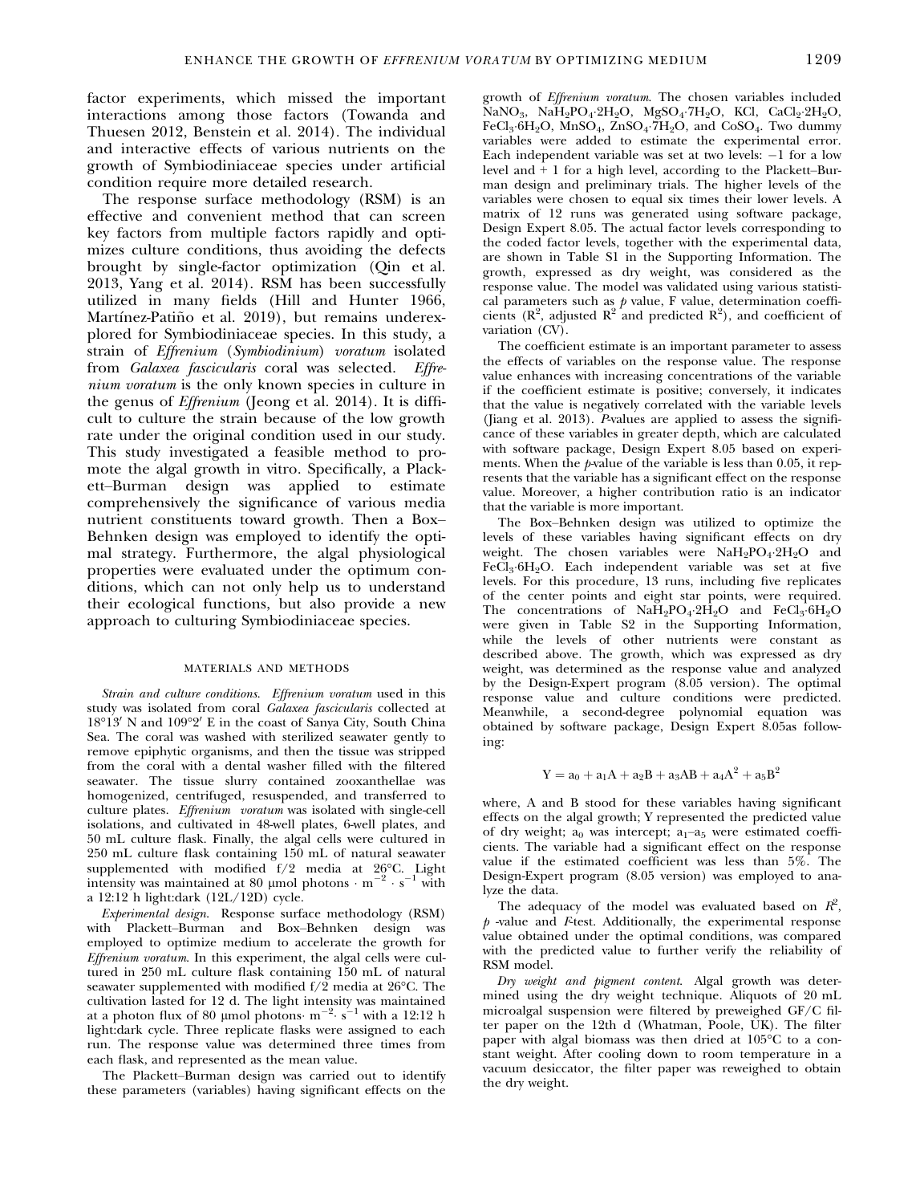factor experiments, which missed the important interactions among those factors (Towanda and Thuesen 2012, Benstein et al. 2014). The individual and interactive effects of various nutrients on the growth of Symbiodiniaceae species under artificial condition require more detailed research.

The response surface methodology (RSM) is an effective and convenient method that can screen key factors from multiple factors rapidly and optimizes culture conditions, thus avoiding the defects brought by single-factor optimization (Qin et al. 2013, Yang et al. 2014). RSM has been successfully utilized in many fields (Hill and Hunter 1966, Martínez-Patiño et al. 2019), but remains underexplored for Symbiodiniaceae species. In this study, a strain of *Effrenium* (*Symbiodinium*) *voratum* isolated from *Galaxea fascicularis* coral was selected. *Effrenium voratum* is the only known species in culture in the genus of *Effrenium* (Jeong et al. 2014). It is difficult to culture the strain because of the low growth rate under the original condition used in our study. This study investigated a feasible method to promote the algal growth in vitro. Specifically, a Plackett–Burman design was applied to estimate comprehensively the significance of various media nutrient constituents toward growth. Then a Box–Behnken design was employed to identify the optimal strategy. Furthermore, the algal physiological properties were evaluated under the optimum conditions, which can not only help us to understand their ecological functions, but also provide a new approach to culturing Symbiodiniaceae species.

## MATERIALS AND METHODS

*Strain and culture conditions.* *Effrenium voratum* used in this study was isolated from coral *Galaxea fascicularis* collected at 18°13′ N and 109°2′ E in the coast of Sanya City, South China Sea. The coral was washed with sterilized seawater gently to remove epiphytic organisms, and then the tissue was stripped from the coral with a dental washer filled with the filtered seawater. The tissue slurry contained zooxanthellae was homogenized, centrifuged, resuspended, and transferred to culture plates. *Effrenium voratum* was isolated with single-cell isolations, and cultivated in 48-well plates, 6-well plates, and 50 mL culture flask. Finally, the algal cells were cultured in 250 mL culture flask containing 150 mL of natural seawater supplemented with modified f/2 media at 26°C. Light intensity was maintained at 80 μmol photons · $m^{-2}$ · $s^{-1}$ with a 12:12 h light:dark (12L/12D) cycle.

*Experimental design.* Response surface methodology (RSM) with Plackett–Burman and Box–Behnken design was employed to optimize medium to accelerate the growth for *Effrenium voratum*. In this experiment, the algal cells were cultured in 250 mL culture flask containing 150 mL of natural seawater supplemented with modified f/2 media at 26°C. The cultivation lasted for 12 d. The light intensity was maintained at a photon flux of 80 μmol photons· $m^{-2}$· $s^{-1}$ with a 12:12 h light:dark cycle. Three replicate flasks were assigned to each run. The response value was determined three times from each flask, and represented as the mean value.

The Plackett–Burman design was carried out to identify these parameters (variables) having significant effects on the growth of *Effrenium voratum*. The chosen variables included $NaNO_3$, $NaH_2PO_4{\cdot}2H_2O$, $MgSO_4{\cdot}7H_2O$, KCl, $CaCl_2{\cdot}2H_2O$, $FeCl_3{\cdot}6H_2O$, $MnSO_4$, $ZnSO_4{\cdot}7H_2O$, and $CoSO_4$. Two dummy variables were added to estimate the experimental error. Each independent variable was set at two levels: −1 for a low level and + 1 for a high level, according to the Plackett–Burman design and preliminary trials. The higher levels of the variables were chosen to equal six times their lower levels. A matrix of 12 runs was generated using software package, Design Expert 8.05. The actual factor levels corresponding to the coded factor levels, together with the experimental data, are shown in Table S1 in the Supporting Information. The growth, expressed as dry weight, was considered as the response value. The model was validated using various statistical parameters such as $p$ value, F value, determination coefficients ($R^2$, adjusted $R^2$ and predicted $R^2$), and coefficient of variation (CV).

The coefficient estimate is an important parameter to assess the effects of variables on the response value. The response value enhances with increasing concentrations of the variable if the coefficient estimate is positive; conversely, it indicates that the value is negatively correlated with the variable levels (Jiang et al. 2013). *P*-values are applied to assess the significance of these variables in greater depth, which are calculated with software package, Design Expert 8.05 based on experiments. When the $p$-value of the variable is less than 0.05, it represents that the variable has a significant effect on the response value. Moreover, a higher contribution ratio is an indicator that the variable is more important.

The Box–Behnken design was utilized to optimize the levels of these variables having significant effects on dry weight. The chosen variables were $NaH_2PO_4{\cdot}2H_2O$ and $FeCl_3{\cdot}6H_2O$. Each independent variable was set at five levels. For this procedure, 13 runs, including five replicates of the center points and eight star points, were required. The concentrations of $NaH_2PO_4{\cdot}2H_2O$ and $FeCl_3{\cdot}6H_2O$ were given in Table S2 in the Supporting Information, while the levels of other nutrients were constant as described above. The growth, which was expressed as dry weight, was determined as the response value and analyzed by the Design-Expert program (8.05 version). The optimal response value and culture conditions were predicted. Meanwhile, a second-degree polynomial equation was obtained by software package, Design Expert 8.05as following:

$$Y = a_0 + a_1A + a_2B + a_3AB + a_4A^2 + a_5B^2$$

where, A and B stood for these variables having significant effects on the algal growth; Y represented the predicted value of dry weight; $a_0$ was intercept; $a_1$–$a_5$ were estimated coefficients. The variable had a significant effect on the response value if the estimated coefficient was less than 5%. The Design-Expert program (8.05 version) was employed to analyze the data.

The adequacy of the model was evaluated based on $R^2$, $p$ -value and $F$-test. Additionally, the experimental response value obtained under the optimal conditions, was compared with the predicted value to further verify the reliability of RSM model.

*Dry weight and pigment content.* Algal growth was determined using the dry weight technique. Aliquots of 20 mL microalgal suspension were filtered by preweighed GF/C filter paper on the 12th d (Whatman, Poole, UK). The filter paper with algal biomass was then dried at 105°C to a constant weight. After cooling down to room temperature in a vacuum desiccator, the filter paper was reweighed to obtain the dry weight.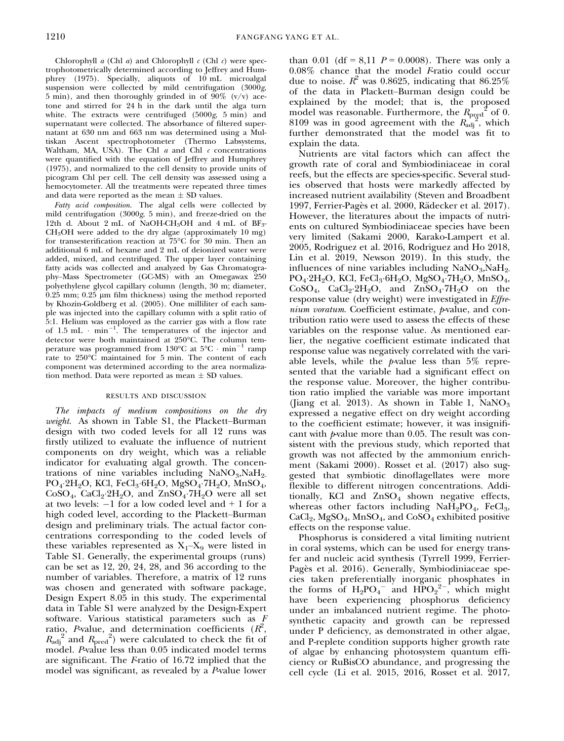Chlorophyll *a* (Chl *a*) and Chlorophyll *c* (Chl *c*) were spectrophotometrically determined according to Jeffrey and Humphrey (1975). Specially, aliquots of 10 mL microalgal suspension were collected by mild centrifugation (3000*g*, 5 min), and then thoroughly grinded in of 90% (v/v) acetone and stirred for 24 h in the dark until the alga turn white. The extracts were centrifuged (5000*g*, 5 min) and supernatant were collected. The absorbance of filtered supernatant at 630 nm and 663 nm was determined using a Multiskan Ascent spectrophotometer (Thermo Labsystems, Waltham, MA, USA). The Chl *a* and Chl *c* concentrations were quantified with the equation of Jeffrey and Humphrey (1975), and normalized to the cell density to provide units of picogram Chl per cell. The cell density was assessed using a hemocytometer. All the treatments were repeated three times and data were reported as the mean ± SD values.

*Fatty acid composition.* The algal cells were collected by mild centrifugation (3000*g*, 5 min), and freeze-dried on the 12th d. About 2 mL of NaOH-$CH_3OH$ and 4 mL of $BF_3$-$CH_3OH$ were added to the dry algae (approximately 10 mg) for transesterification reaction at 75°C for 30 min. Then an additional 6 mL of hexane and 2 mL of deionized water were added, mixed, and centrifuged. The upper layer containing fatty acids was collected and analyzed by Gas Chromatography–Mass Spectrometer (GC-MS) with an Omegawax 250 polyethylene glycol capillary column (length, 30 m; diameter, 0.25 mm; 0.25 μm film thickness) using the method reported by Khozin-Goldberg et al. (2005). One milliliter of each sample was injected into the capillary column with a split ratio of 5:1. Helium was employed as the carrier gas with a flow rate of 1.5 mL · $min^{-1}$. The temperatures of the injector and detector were both maintained at 250°C. The column temperature was programmed from 130°C at 5°C · $min^{-1}$ ramp rate to 250°C maintained for 5 min. The content of each component was determined according to the area normalization method. Data were reported as mean ± SD values.

## RESULTS AND DISCUSSION

*The impacts of medium compositions on the dry weight.* As shown in Table S1, the Plackett–Burman design with two coded levels for all 12 runs was firstly utilized to evaluate the influence of nutrient components on dry weight, which was a reliable indicator for evaluating algal growth. The concentrations of nine variables including $NaNO_3$, $NaH_2PO_4 \cdot 2H_2O$, KCl, $FeCl_3 \cdot 6H_2O$, $MgSO_4 \cdot 7H_2O$, $MnSO_4$, $CoSO_4$, $CaCl_2 \cdot 2H_2O$, and $ZnSO_4 \cdot 7H_2O$ were all set at two levels: −1 for a low coded level and + 1 for a high coded level, according to the Plackett–Burman design and preliminary trials. The actual factor concentrations corresponding to the coded levels of these variables represented as $X_1$–$X_9$ were listed in Table S1. Generally, the experimental groups (runs) can be set as 12, 20, 24, 28, and 36 according to the number of variables. Therefore, a matrix of 12 runs was chosen and generated with software package, Design Expert 8.05 in this study. The experimental data in Table S1 were analyzed by the Design-Expert software. Various statistical parameters such as *F* ratio, *P*-value, and determination coefficients ($R^2$, $R_{adj}^2$ and $R_{pred}^2$) were calculated to check the fit of model. *P*-value less than 0.05 indicated model terms are significant. The *F*-ratio of 16.72 implied that the model was significant, as revealed by a *P*-value lower than 0.01 (df = 8,11 $P = 0.0008$). There was only a 0.08% chance that the model *F*-ratio could occur due to noise. $R^2$ was 0.8625, indicating that 86.25% of the data in Plackett–Burman design could be explained by the model; that is, the proposed model was reasonable. Furthermore, the $R_{pred}^2$ of 0.8109 was in good agreement with the $R_{adj}^2$, which further demonstrated that the model was fit to explain the data.

Nutrients are vital factors which can affect the growth rate of coral and Symbiodiniaceae in coral reefs, but the effects are species-specific. Several studies observed that hosts were markedly affected by increased nutrient availability (Steven and Broadbent 1997, Ferrier-Pagès et al. 2000, Rädecker et al. 2017). However, the literatures about the impacts of nutrients on cultured Symbiodiniaceae species have been very limited (Sakami 2000, Karako-Lampert et al. 2005, Rodriguez et al. 2016, Rodriguez and Ho 2018, Lin et al. 2019, Newson 2019). In this study, the influences of nine variables including $NaNO_3$, $NaH_2PO_4 \cdot 2H_2O$, KCl, $FeCl_3 \cdot 6H_2O$, $MgSO_4 \cdot 7H_2O$, $MnSO_4$, $CoSO_4$, $CaCl_2 \cdot 2H_2O$, and $ZnSO_4 \cdot 7H_2O$ on the response value (dry weight) were investigated in *Effrenium voratum*. Coefficient estimate, *p*-value, and contribution ratio were used to assess the effects of these variables on the response value. As mentioned earlier, the negative coefficient estimate indicated that response value was negatively correlated with the variable levels, while the *p*-value less than 5% represented that the variable had a significant effect on the response value. Moreover, the higher contribution ratio implied the variable was more important (Jiang et al. 2013). As shown in Table 1, $NaNO_3$ expressed a negative effect on dry weight according to the coefficient estimate; however, it was insignificant with *p*-value more than 0.05. The result was consistent with the previous study, which reported that growth was not affected by the ammonium enrichment (Sakami 2000). Rosset et al. (2017) also suggested that symbiotic dinoflagellates were more flexible to different nitrogen concentrations. Additionally, KCl and $ZnSO_4$ shown negative effects, whereas other factors including $NaH_2PO_4$, $FeCl_3$, $CaCl_2$, $MgSO_4$, $MnSO_4$, and $CoSO_4$ exhibited positive effects on the response value.

Phosphorus is considered a vital limiting nutrient in coral systems, which can be used for energy transfer and nucleic acid synthesis (Tyrrell 1999, Ferrier-Pagès et al. 2016). Generally, Symbiodiniaceae species taken preferentially inorganic phosphates in the forms of $H_2PO_4^-$ and $HPO_2^{2-}$, which might have been experiencing phosphorus deficiency under an imbalanced nutrient regime. The photosynthetic capacity and growth can be repressed under P deficiency, as demonstrated in other algae, and P-replete condition supports higher growth rate of algae by enhancing photosystem quantum efficiency or RuBisCO abundance, and progressing the cell cycle (Li et al. 2015, 2016, Rosset et al. 2017,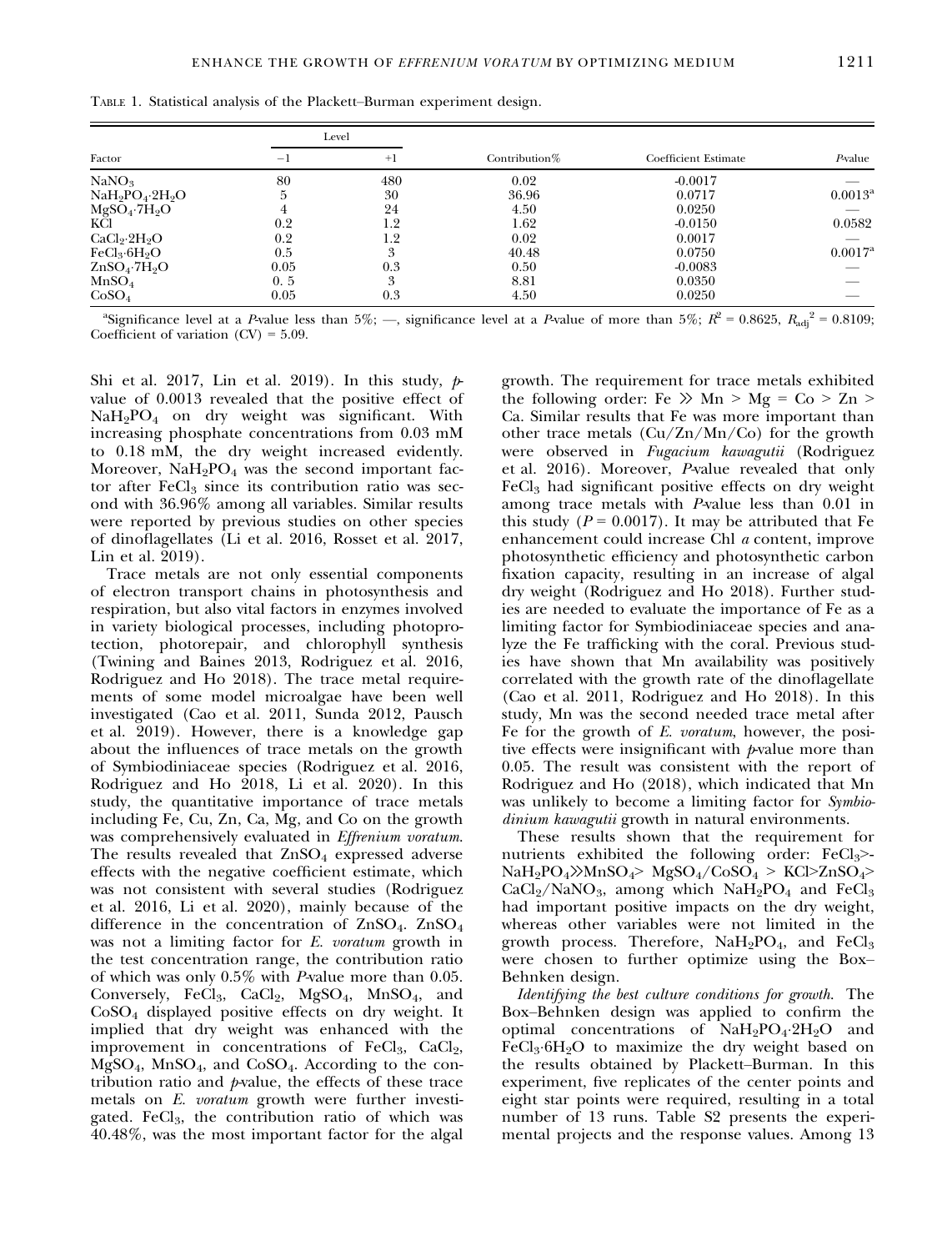TABLE 1. Statistical analysis of the Plackett–Burman experiment design.

| Factor | Level | | Contribution% | Coefficient Estimate | P-value |
|---|---|---|---|---|---|
| | −1 | +1 | | | |
| $NaNO_3$ | 80 | 480 | 0.02 | -0.0017 | — |
| $NaH_2PO_4{\cdot}2H_2O$ | 5 | 30 | 36.96 | 0.0717 | 0.0013[a] |
| $MgSO_4{\cdot}7H_2O$ | 4 | 24 | 4.50 | 0.0250 | — |
| KCl | 0.2 | 1.2 | 1.62 | -0.0150 | 0.0582 |
| $CaCl_2{\cdot}2H_2O$ | 0.2 | 1.2 | 0.02 | 0.0017 | — |
| $FeCl_3{\cdot}6H_2O$ | 0.5 | 3 | 40.48 | 0.0750 | 0.0017[a] |
| $ZnSO_4{\cdot}7H_2O$ | 0.05 | 0.3 | 0.50 | -0.0083 | — |
| $MnSO_4$ | 0. 5 | 3 | 8.81 | 0.0350 | — |
| $CoSO_4$ | 0.05 | 0.3 | 4.50 | 0.0250 | — |

[a]Significance level at a P-value less than 5%; —, significance level at a P-value of more than 5%; $R^2 = 0.8625$, $R_{adj}^2 = 0.8109$; Coefficient of variation (CV) = 5.09.

Shi et al. 2017, Lin et al. 2019). In this study, p-value of 0.0013 revealed that the positive effect of $NaH_2PO_4$ on dry weight was significant. With increasing phosphate concentrations from 0.03 mM to 0.18 mM, the dry weight increased evidently. Moreover, $NaH_2PO_4$ was the second important factor after $FeCl_3$ since its contribution ratio was second with 36.96% among all variables. Similar results were reported by previous studies on other species of dinoflagellates (Li et al. 2016, Rosset et al. 2017, Lin et al. 2019).

Trace metals are not only essential components of electron transport chains in photosynthesis and respiration, but also vital factors in enzymes involved in variety biological processes, including photoprotection, photorepair, and chlorophyll synthesis (Twining and Baines 2013, Rodriguez et al. 2016, Rodriguez and Ho 2018). The trace metal requirements of some model microalgae have been well investigated (Cao et al. 2011, Sunda 2012, Pausch et al. 2019). However, there is a knowledge gap about the influences of trace metals on the growth of Symbiodiniaceae species (Rodriguez et al. 2016, Rodriguez and Ho 2018, Li et al. 2020). In this study, the quantitative importance of trace metals including Fe, Cu, Zn, Ca, Mg, and Co on the growth was comprehensively evaluated in *Effrenium voratum*. The results revealed that $ZnSO_4$ expressed adverse effects with the negative coefficient estimate, which was not consistent with several studies (Rodriguez et al. 2016, Li et al. 2020), mainly because of the difference in the concentration of $ZnSO_4$. $ZnSO_4$ was not a limiting factor for *E. voratum* growth in the test concentration range, the contribution ratio of which was only 0.5% with P-value more than 0.05. Conversely, $FeCl_3$, $CaCl_2$, $MgSO_4$, $MnSO_4$, and $CoSO_4$ displayed positive effects on dry weight. It implied that dry weight was enhanced with the improvement in concentrations of $FeCl_3$, $CaCl_2$, $MgSO_4$, $MnSO_4$, and $CoSO_4$. According to the contribution ratio and p-value, the effects of these trace metals on *E. voratum* growth were further investigated. $FeCl_3$, the contribution ratio of which was 40.48%, was the most important factor for the algal growth. The requirement for trace metals exhibited the following order: Fe ≫ Mn > Mg = Co > Zn > Ca. Similar results that Fe was more important than other trace metals (Cu/Zn/Mn/Co) for the growth were observed in *Fugacium kawagutii* (Rodriguez et al. 2016). Moreover, P-value revealed that only $FeCl_3$ had significant positive effects on dry weight among trace metals with P-value less than 0.01 in this study ($P = 0.0017$). It may be attributed that Fe enhancement could increase Chl *a* content, improve photosynthetic efficiency and photosynthetic carbon fixation capacity, resulting in an increase of algal dry weight (Rodriguez and Ho 2018). Further studies are needed to evaluate the importance of Fe as a limiting factor for Symbiodiniaceae species and analyze the Fe trafficking with the coral. Previous studies have shown that Mn availability was positively correlated with the growth rate of the dinoflagellate (Cao et al. 2011, Rodriguez and Ho 2018). In this study, Mn was the second needed trace metal after Fe for the growth of *E. voratum*, however, the positive effects were insignificant with p-value more than 0.05. The result was consistent with the report of Rodriguez and Ho (2018), which indicated that Mn was unlikely to become a limiting factor for *Symbiodinium kawagutii* growth in natural environments.

These results shown that the requirement for nutrients exhibited the following order: $FeCl_3$>-$NaH_2PO_4$≫$MnSO_4$> $MgSO_4$/$CoSO_4$ > KCl>$ZnSO_4$> $CaCl_2$/$NaNO_3$, among which $NaH_2PO_4$ and $FeCl_3$ had important positive impacts on the dry weight, whereas other variables were not limited in the growth process. Therefore, $NaH_2PO_4$, and $FeCl_3$ were chosen to further optimize using the Box–Behnken design.

*Identifying the best culture conditions for growth.* The Box–Behnken design was applied to confirm the optimal concentrations of $NaH_2PO_4{\cdot}2H_2O$ and $FeCl_3{\cdot}6H_2O$ to maximize the dry weight based on the results obtained by Plackett–Burman. In this experiment, five replicates of the center points and eight star points were required, resulting in a total number of 13 runs. Table S2 presents the experimental projects and the response values. Among 13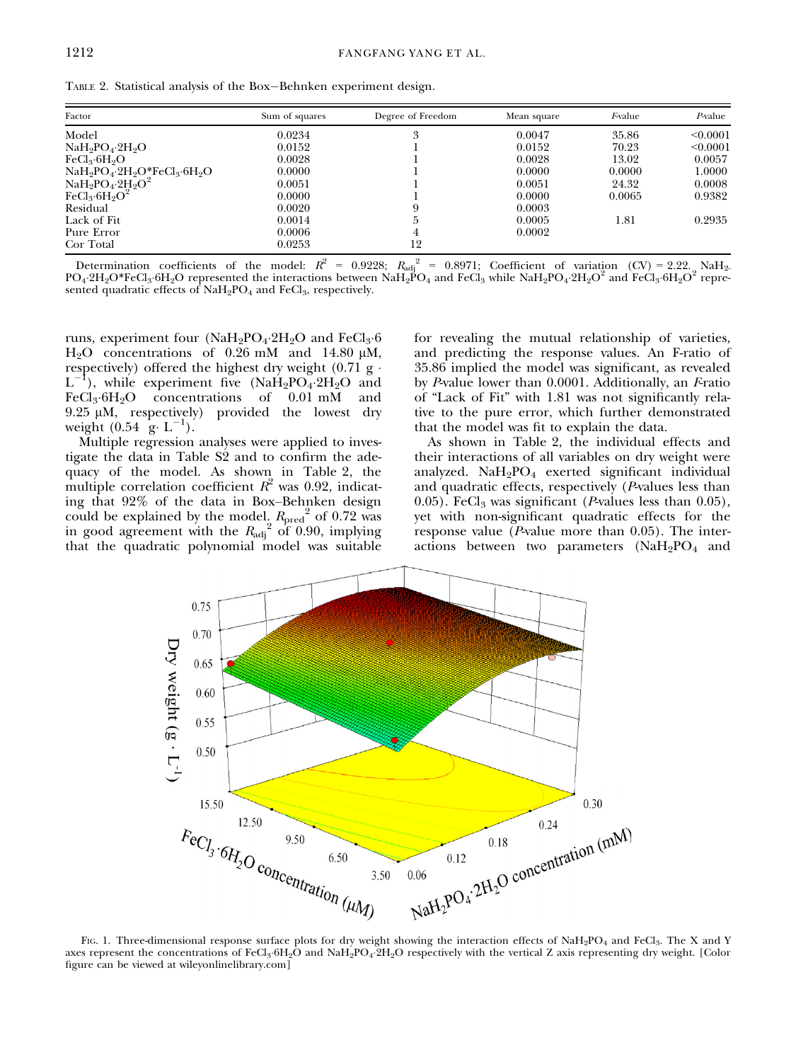TABLE 2. Statistical analysis of the Box−Behnken experiment design.

| Factor | Sum of squares | Degree of Freedom | Mean square | *F*-value | *P*-value |
|---|---|---|---|---|---|
| Model | 0.0234 | 3 | 0.0047 | 35.86 | <0.0001 |
| $NaH_2PO_4{\cdot}2H_2O$ | 0.0152 | 1 | 0.0152 | 70.23 | <0.0001 |
| $FeCl_3{\cdot}6H_2O$ | 0.0028 | 1 | 0.0028 | 13.02 | 0.0057 |
| $NaH_2PO_4{\cdot}2H_2O$*$FeCl_3{\cdot}6H_2O$ | 0.0000 | 1 | 0.0000 | 0.0000 | 1.0000 |
| $NaH_2PO_4{\cdot}2H_2O^2$ | 0.0051 | 1 | 0.0051 | 24.32 | 0.0008 |
| $FeCl_3{\cdot}6H_2O^2$ | 0.0000 | 1 | 0.0000 | 0.0065 | 0.9382 |
| Residual | 0.0020 | 9 | 0.0003 | | |
| Lack of Fit | 0.0014 | 5 | 0.0005 | 1.81 | 0.2935 |
| Pure Error | 0.0006 | 4 | 0.0002 | | |
| Cor Total | 0.0253 | 12 | | | |

Determination coefficients of the model: $R^2$ = 0.9228; $R_{adj}^2$ = 0.8971; Coefficient of variation (CV) = 2.22. $NaH_2PO_4{\cdot}2H_2O$*$FeCl_3{\cdot}6H_2O$ represented the interactions between $NaH_2PO_4$ and $FeCl_3$ while $NaH_2PO_4{\cdot}2H_2O^2$ and $FeCl_3{\cdot}6H_2O^2$ represented quadratic effects of $NaH_2PO_4$ and $FeCl_3$, respectively.

runs, experiment four ($NaH_2PO_4{\cdot}2H_2O$ and $FeCl_3{\cdot}6H_2O$ concentrations of 0.26 mM and 14.80 μM, respectively) offered the highest dry weight (0.71 g · $L^{-1}$), while experiment five ($NaH_2PO_4{\cdot}2H_2O$ and $FeCl_3{\cdot}6H_2O$ concentrations of 0.01 mM and 9.25 μM, respectively) provided the lowest dry weight (0.54 g· $L^{-1}$).

Multiple regression analyses were applied to investigate the data in Table S2 and to confirm the adequacy of the model. As shown in Table 2, the multiple correlation coefficient $R^2$ was 0.92, indicating that 92% of the data in Box–Behnken design could be explained by the model. $R_{pred}^2$ of 0.72 was in good agreement with the $R_{adj}^2$ of 0.90, implying that the quadratic polynomial model was suitable for revealing the mutual relationship of varieties, and predicting the response values. An F-ratio of 35.86 implied the model was significant, as revealed by *P*-value lower than 0.0001. Additionally, an *F*-ratio of "Lack of Fit" with 1.81 was not significantly relative to the pure error, which further demonstrated that the model was fit to explain the data.

As shown in Table 2, the individual effects and their interactions of all variables on dry weight were analyzed. $NaH_2PO_4$ exerted significant individual and quadratic effects, respectively (*P*-values less than 0.05). $FeCl_3$ was significant (*P*-values less than 0.05), yet with non-significant quadratic effects for the response value (*P*-value more than 0.05). The interactions between two parameters ($NaH_2PO_4$ and

FIG. 1. Three-dimensional response surface plots for dry weight showing the interaction effects of $NaH_2PO_4$ and $FeCl_3$. The X and Y axes represent the concentrations of $FeCl_3{\cdot}6H_2O$ and $NaH_2PO_4{\cdot}2H_2O$ respectively with the vertical Z axis representing dry weight. [Color figure can be viewed at wileyonlinelibrary.com]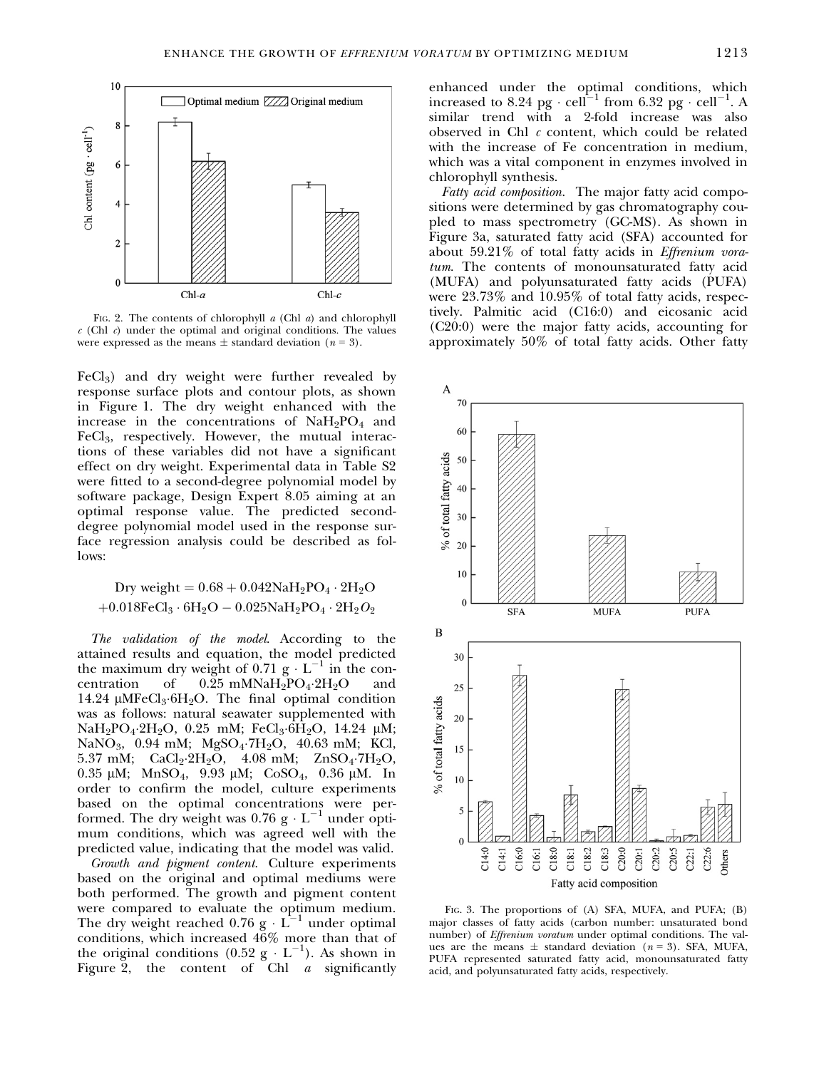FIG. 2. The contents of chlorophyll *a* (Chl *a*) and chlorophyll *c* (Chl *c*) under the optimal and original conditions. The values were expressed as the means ± standard deviation ($n = 3$).

$FeCl_3$) and dry weight were further revealed by response surface plots and contour plots, as shown in Figure 1. The dry weight enhanced with the increase in the concentrations of $NaH_2PO_4$ and $FeCl_3$, respectively. However, the mutual interactions of these variables did not have a significant effect on dry weight. Experimental data in Table S2 were fitted to a second-degree polynomial model by software package, Design Expert 8.05 aiming at an optimal response value. The predicted second-degree polynomial model used in the response surface regression analysis could be described as follows:

$$\text{Dry weight} = 0.68 + 0.042NaH_2PO_4 \cdot 2H_2O + 0.018FeCl_3 \cdot 6H_2O - 0.025NaH_2PO_4 \cdot 2H_2O_2$$

*The validation of the model.* According to the attained results and equation, the model predicted the maximum dry weight of 0.71 g · $L^{-1}$ in the concentration of 0.25 mM$NaH_2PO_4 \cdot 2H_2O$ and 14.24 μM$FeCl_3 \cdot 6H_2O$. The final optimal condition was as follows: natural seawater supplemented with $NaH_2PO_4 \cdot 2H_2O$, 0.25 mM; $FeCl_3 \cdot 6H_2O$, 14.24 μM; $NaNO_3$, 0.94 mM; $MgSO_4 \cdot 7H_2O$, 40.63 mM; KCl, 5.37 mM; $CaCl_2 \cdot 2H_2O$, 4.08 mM; $ZnSO_4 \cdot 7H_2O$, 0.35 μM; $MnSO_4$, 9.93 μM; $CoSO_4$, 0.36 μM. In order to confirm the model, culture experiments based on the optimal concentrations were performed. The dry weight was 0.76 g · $L^{-1}$ under optimum conditions, which was agreed well with the predicted value, indicating that the model was valid.

*Growth and pigment content.* Culture experiments based on the original and optimal mediums were both performed. The growth and pigment content were compared to evaluate the optimum medium. The dry weight reached 0.76 g · $L^{-1}$ under optimal conditions, which increased 46% more than that of the original conditions (0.52 g · $L^{-1}$). As shown in Figure 2, the content of Chl *a* significantly enhanced under the optimal conditions, which increased to 8.24 pg · $cell^{-1}$ from 6.32 pg · $cell^{-1}$. A similar trend with a 2-fold increase was also observed in Chl *c* content, which could be related with the increase of Fe concentration in medium, which was a vital component in enzymes involved in chlorophyll synthesis.

*Fatty acid composition.* The major fatty acid compositions were determined by gas chromatography coupled to mass spectrometry (GC-MS). As shown in Figure 3a, saturated fatty acid (SFA) accounted for about 59.21% of total fatty acids in *Effrenium voratum*. The contents of monounsaturated fatty acid (MUFA) and polyunsaturated fatty acids (PUFA) were 23.73% and 10.95% of total fatty acids, respectively. Palmitic acid (C16:0) and eicosanic acid (C20:0) were the major fatty acids, accounting for approximately 50% of total fatty acids. Other fatty

FIG. 3. The proportions of (A) SFA, MUFA, and PUFA; (B) major classes of fatty acids (carbon number: unsaturated bond number) of *Effrenium voratum* under optimal conditions. The values are the means ± standard deviation ($n = 3$). SFA, MUFA, PUFA represented saturated fatty acid, monounsaturated fatty acid, and polyunsaturated fatty acids, respectively.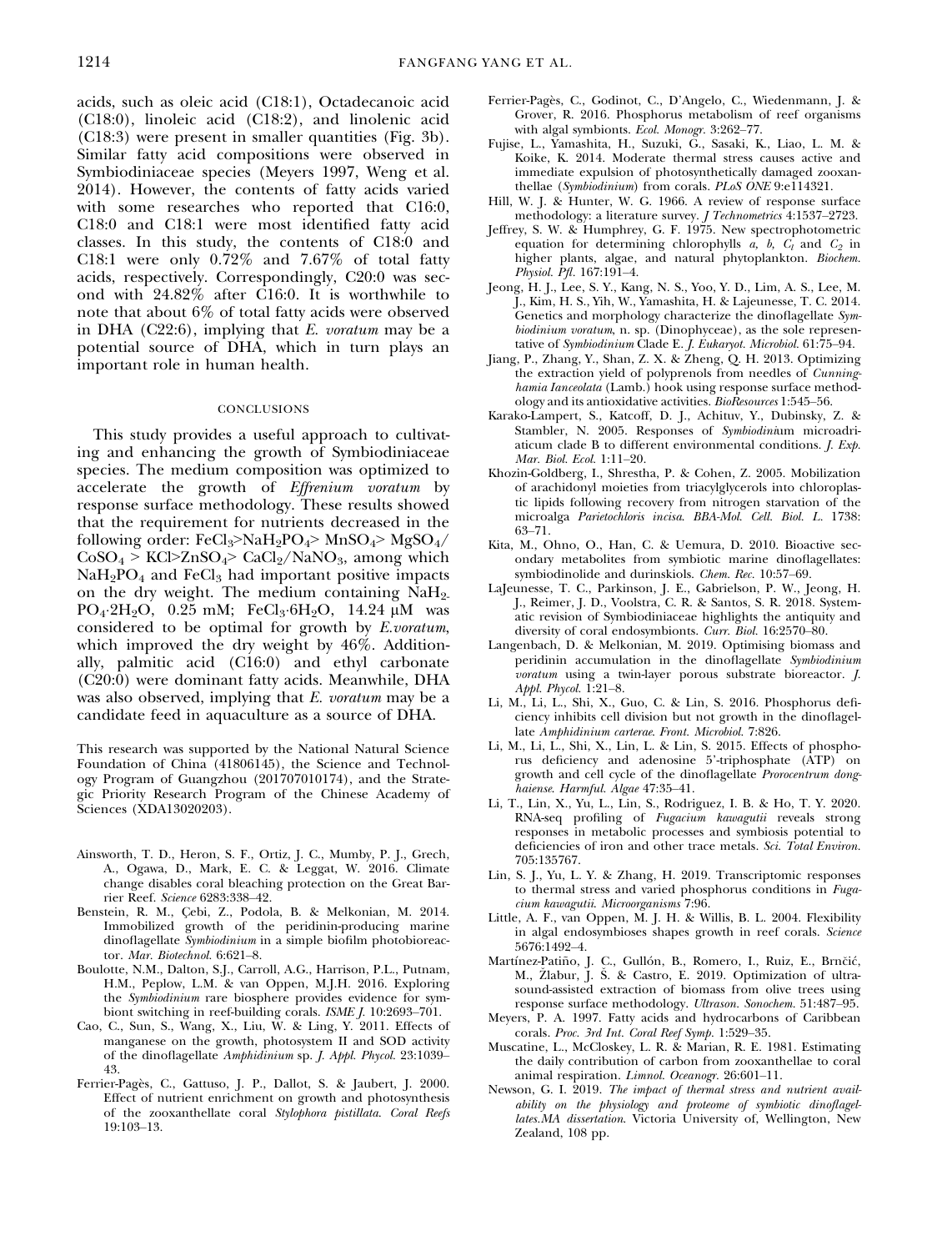acids, such as oleic acid (C18:1), Octadecanoic acid (C18:0), linoleic acid (C18:2), and linolenic acid (C18:3) were present in smaller quantities (Fig. 3b). Similar fatty acid compositions were observed in Symbiodiniaceae species (Meyers 1997, Weng et al. 2014). However, the contents of fatty acids varied with some researches who reported that C16:0, C18:0 and C18:1 were most identified fatty acid classes. In this study, the contents of C18:0 and C18:1 were only 0.72% and 7.67% of total fatty acids, respectively. Correspondingly, C20:0 was second with 24.82% after C16:0. It is worthwhile to note that about 6% of total fatty acids were observed in DHA (C22:6), implying that *E. voratum* may be a potential source of DHA, which in turn plays an important role in human health.

## CONCLUSIONS

This study provides a useful approach to cultivating and enhancing the growth of Symbiodiniaceae species. The medium composition was optimized to accelerate the growth of *Effrenium voratum* by response surface methodology. These results showed that the requirement for nutrients decreased in the following order: $FeCl_3$>$NaH_2PO_4$> $MnSO_4$> $MgSO_4$/$CoSO_4$ > KCl>$ZnSO_4$> $CaCl_2$/$NaNO_3$, among which $NaH_2PO_4$ and $FeCl_3$ had important positive impacts on the dry weight. The medium containing $NaH_2PO_4 \cdot 2H_2O$, 0.25 mM; $FeCl_3 \cdot 6H_2O$, 14.24 μM was considered to be optimal for growth by *E.voratum*, which improved the dry weight by 46%. Additionally, palmitic acid (C16:0) and ethyl carbonate (C20:0) were dominant fatty acids. Meanwhile, DHA was also observed, implying that *E. voratum* may be a candidate feed in aquaculture as a source of DHA.

This research was supported by the National Natural Science Foundation of China (41806145), the Science and Technology Program of Guangzhou (201707010174), and the Strategic Priority Research Program of the Chinese Academy of Sciences (XDA13020203).

Ainsworth, T. D., Heron, S. F., Ortiz, J. C., Mumby, P. J., Grech, A., Ogawa, D., Mark, E. C. & Leggat, W. 2016. Climate change disables coral bleaching protection on the Great Barrier Reef. *Science* 6283:338–42.

Benstein, R. M., Çebi, Z., Podola, B. & Melkonian, M. 2014. Immobilized growth of the peridinin-producing marine dinoflagellate *Symbiodinium* in a simple biofilm photobioreactor. *Mar. Biotechnol.* 6:621–8.

Boulotte, N.M., Dalton, S.J., Carroll, A.G., Harrison, P.L., Putnam, H.M., Peplow, L.M. & van Oppen, M.J.H. 2016. Exploring the *Symbiodinium* rare biosphere provides evidence for symbiont switching in reef-building corals. *ISME J.* 10:2693–701.

Cao, C., Sun, S., Wang, X., Liu, W. & Ling, Y. 2011. Effects of manganese on the growth, photosystem II and SOD activity of the dinoflagellate *Amphidinium* sp. *J. Appl. Phycol.* 23:1039–43.

Ferrier-Pagès, C., Gattuso, J. P., Dallot, S. & Jaubert, J. 2000. Effect of nutrient enrichment on growth and photosynthesis of the zooxanthellate coral *Stylophora pistillata*. *Coral Reefs* 19:103–13.

Ferrier-Pagès, C., Godinot, C., D'Angelo, C., Wiedenmann, J. & Grover, R. 2016. Phosphorus metabolism of reef organisms with algal symbionts. *Ecol. Monogr.* 3:262–77.

Fujise, L., Yamashita, H., Suzuki, G., Sasaki, K., Liao, L. M. & Koike, K. 2014. Moderate thermal stress causes active and immediate expulsion of photosynthetically damaged zooxanthellae (*Symbiodinium*) from corals. *PLoS ONE* 9:e114321.

Hill, W. J. & Hunter, W. G. 1966. A review of response surface methodology: a literature survey. *J Technometrics* 4:1537–2723.

Jeffrey, S. W. & Humphrey, G. F. 1975. New spectrophotometric equation for determining chlorophylls *a*, *b*, $C_1$ and $C_2$ in higher plants, algae, and natural phytoplankton. *Biochem. Physiol. Pfl.* 167:191–4.

Jeong, H. J., Lee, S. Y., Kang, N. S., Yoo, Y. D., Lim, A. S., Lee, M. J., Kim, H. S., Yih, W., Yamashita, H. & Lajeunesse, T. C. 2014. Genetics and morphology characterize the dinoflagellate *Symbiodinium voratum*, n. sp. (Dinophyceae), as the sole representative of *Symbiodinium* Clade E. *J. Eukaryot. Microbiol.* 61:75–94.

Jiang, P., Zhang, Y., Shan, Z. X. & Zheng, Q. H. 2013. Optimizing the extraction yield of polyprenols from needles of *Cunninghamia Ianceolata* (Lamb.) hook using response surface methodology and its antioxidative activities. *BioResources* 1:545–56.

Karako-Lampert, S., Katcoff, D. J., Achituv, Y., Dubinsky, Z. & Stambler, N. 2005. Responses of *Symbiodinium* microadriaticum clade B to different environmental conditions. *J. Exp. Mar. Biol. Ecol.* 1:11–20.

Khozin-Goldberg, I., Shrestha, P. & Cohen, Z. 2005. Mobilization of arachidonyl moieties from triacylglycerols into chloroplastic lipids following recovery from nitrogen starvation of the microalga *Parietochloris incisa*. *BBA-Mol. Cell. Biol. L.* 1738: 63–71.

Kita, M., Ohno, O., Han, C. & Uemura, D. 2010. Bioactive secondary metabolites from symbiotic marine dinoflagellates: symbiodinolide and durinskiols. *Chem. Rec.* 10:57–69.

LaJeunesse, T. C., Parkinson, J. E., Gabrielson, P. W., Jeong, H. J., Reimer, J. D., Voolstra, C. R. & Santos, S. R. 2018. Systematic revision of Symbiodiniaceae highlights the antiquity and diversity of coral endosymbionts. *Curr. Biol.* 16:2570–80.

Langenbach, D. & Melkonian, M. 2019. Optimising biomass and peridinin accumulation in the dinoflagellate *Symbiodinium voratum* using a twin-layer porous substrate bioreactor. *J. Appl. Phycol.* 1:21–8.

Li, M., Li, L., Shi, X., Guo, C. & Lin, S. 2016. Phosphorus deficiency inhibits cell division but not growth in the dinoflagellate *Amphidinium carterae*. *Front. Microbiol.* 7:826.

Li, M., Li, L., Shi, X., Lin, L. & Lin, S. 2015. Effects of phosphorus deficiency and adenosine 5'-triphosphate (ATP) on growth and cell cycle of the dinoflagellate *Prorocentrum donghaiense*. *Harmful. Algae* 47:35–41.

Li, T., Lin, X., Yu, L., Lin, S., Rodriguez, I. B. & Ho, T. Y. 2020. RNA-seq profiling of *Fugacium kawagutii* reveals strong responses in metabolic processes and symbiosis potential to deficiencies of iron and other trace metals. *Sci. Total Environ.* 705:135767.

Lin, S. J., Yu, L. Y. & Zhang, H. 2019. Transcriptomic responses to thermal stress and varied phosphorus conditions in *Fugacium kawagutii*. *Microorganisms* 7:96.

Little, A. F., van Oppen, M. J. H. & Willis, B. L. 2004. Flexibility in algal endosymbioses shapes growth in reef corals. *Science* 5676:1492–4.

Martínez-Patiño, J. C., Gullón, B., Romero, I., Ruiz, E., Brnčić, M., Žlabur, J. Š. & Castro, E. 2019. Optimization of ultrasound-assisted extraction of biomass from olive trees using response surface methodology. *Ultrason. Sonochem.* 51:487–95.

Meyers, P. A. 1997. Fatty acids and hydrocarbons of Caribbean corals. *Proc. 3rd Int. Coral Reef Symp.* 1:529–35.

Muscatine, L., McCloskey, L. R. & Marian, R. E. 1981. Estimating the daily contribution of carbon from zooxanthellae to coral animal respiration. *Limnol. Oceanogr.* 26:601–11.

Newson, G. I. 2019. *The impact of thermal stress and nutrient availability on the physiology and proteome of symbiotic dinoflagellates.MA dissertation*. Victoria University of, Wellington, New Zealand, 108 pp.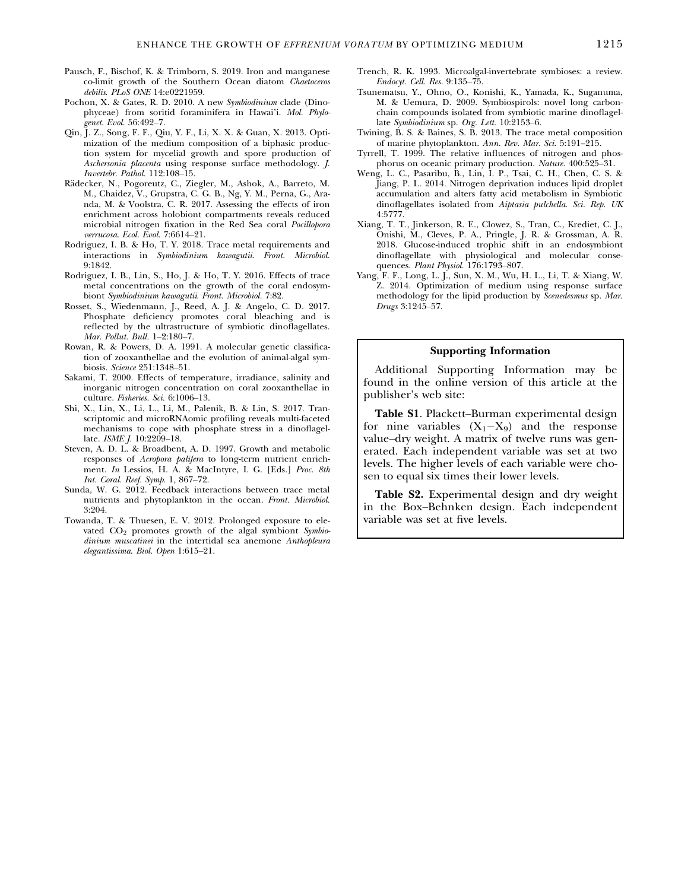Pausch, F., Bischof, K. & Trimborn, S. 2019. Iron and manganese co-limit growth of the Southern Ocean diatom *Chaetoceros debilis*. *PLoS ONE* 14:e0221959.

Pochon, X. & Gates, R. D. 2010. A new *Symbiodinium* clade (Dinophyceae) from soritid foraminifera in Hawai'i. *Mol. Phylogenet. Evol.* 56:492–7.

Qin, J. Z., Song, F. F., Qiu, Y. F., Li, X. X. & Guan, X. 2013. Optimization of the medium composition of a biphasic production system for mycelial growth and spore production of *Aschersonia placenta* using response surface methodology. *J. Invertebr. Pathol.* 112:108–15.

Rädecker, N., Pogoreutz, C., Ziegler, M., Ashok, A., Barreto, M. M., Chaidez, V., Grupstra, C. G. B., Ng, Y. M., Perna, G., Aranda, M. & Voolstra, C. R. 2017. Assessing the effects of iron enrichment across holobiont compartments reveals reduced microbial nitrogen fixation in the Red Sea coral *Pocillopora verrucosa*. *Ecol. Evol.* 7:6614–21.

Rodriguez, I. B. & Ho, T. Y. 2018. Trace metal requirements and interactions in *Symbiodinium kawagutii*. *Front. Microbiol.* 9:1842.

Rodriguez, I. B., Lin, S., Ho, J. & Ho, T. Y. 2016. Effects of trace metal concentrations on the growth of the coral endosymbiont *Symbiodinium kawagutii*. *Front. Microbiol.* 7:82.

Rosset, S., Wiedenmann, J., Reed, A. J. & Angelo, C. D. 2017. Phosphate deficiency promotes coral bleaching and is reflected by the ultrastructure of symbiotic dinoflagellates. *Mar. Pollut. Bull.* 1–2:180–7.

Rowan, R. & Powers, D. A. 1991. A molecular genetic classification of zooxanthellae and the evolution of animal-algal symbiosis. *Science* 251:1348–51.

Sakami, T. 2000. Effects of temperature, irradiance, salinity and inorganic nitrogen concentration on coral zooxanthellae in culture. *Fisheries. Sci.* 6:1006–13.

Shi, X., Lin, X., Li, L., Li, M., Palenik, B. & Lin, S. 2017. Transcriptomic and microRNAomic profiling reveals multi-faceted mechanisms to cope with phosphate stress in a dinoflagellate. *ISME J.* 10:2209–18.

Steven, A. D. L. & Broadbent, A. D. 1997. Growth and metabolic responses of *Acropora palifera* to long-term nutrient enrichment. *In* Lessios, H. A. & MacIntyre, I. G. [Eds.] *Proc. 8th Int. Coral. Reef. Symp.* 1, 867–72.

Sunda, W. G. 2012. Feedback interactions between trace metal nutrients and phytoplankton in the ocean. *Front. Microbiol.* 3:204.

Towanda, T. & Thuesen, E. V. 2012. Prolonged exposure to elevated $CO_2$ promotes growth of the algal symbiont *Symbiodinium muscatinei* in the intertidal sea anemone *Anthopleura elegantissima*. *Biol. Open* 1:615–21.

Trench, R. K. 1993. Microalgal-invertebrate symbioses: a review. *Endocyt. Cell. Res.* 9:135–75.

Tsunematsu, Y., Ohno, O., Konishi, K., Yamada, K., Suganuma, M. & Uemura, D. 2009. Symbiospirols: novel long carbon-chain compounds isolated from symbiotic marine dinoflagellate *Symbiodinium* sp. *Org. Lett.* 10:2153–6.

Twining, B. S. & Baines, S. B. 2013. The trace metal composition of marine phytoplankton. *Ann. Rev. Mar. Sci.* 5:191–215.

Tyrrell, T. 1999. The relative influences of nitrogen and phosphorus on oceanic primary production. *Nature.* 400:525–31.

Weng, L. C., Pasaribu, B., Lin, I. P., Tsai, C. H., Chen, C. S. & Jiang, P. L. 2014. Nitrogen deprivation induces lipid droplet accumulation and alters fatty acid metabolism in Symbiotic dinoflagellates isolated from *Aiptasia pulchella*. *Sci. Rep. UK* 4:5777.

Xiang, T. T., Jinkerson, R. E., Clowez, S., Tran, C., Krediet, C. J., Onishi, M., Cleves, P. A., Pringle, J. R. & Grossman, A. R. 2018. Glucose-induced trophic shift in an endosymbiont dinoflagellate with physiological and molecular consequences. *Plant Physiol.* 176:1793–807.

Yang, F. F., Long, L. J., Sun, X. M., Wu, H. L., Li, T. & Xiang, W. Z. 2014. Optimization of medium using response surface methodology for the lipid production by *Scenedesmus* sp. *Mar. Drugs* 3:1245–57.

## Supporting Information

Additional Supporting Information may be found in the online version of this article at the publisher's web site:

**Table S1**. Plackett–Burman experimental design for nine variables ($X_1-X_9$) and the response value–dry weight. A matrix of twelve runs was generated. Each independent variable was set at two levels. The higher levels of each variable were chosen to equal six times their lower levels.

**Table S2.** Experimental design and dry weight in the Box–Behnken design. Each independent variable was set at five levels.